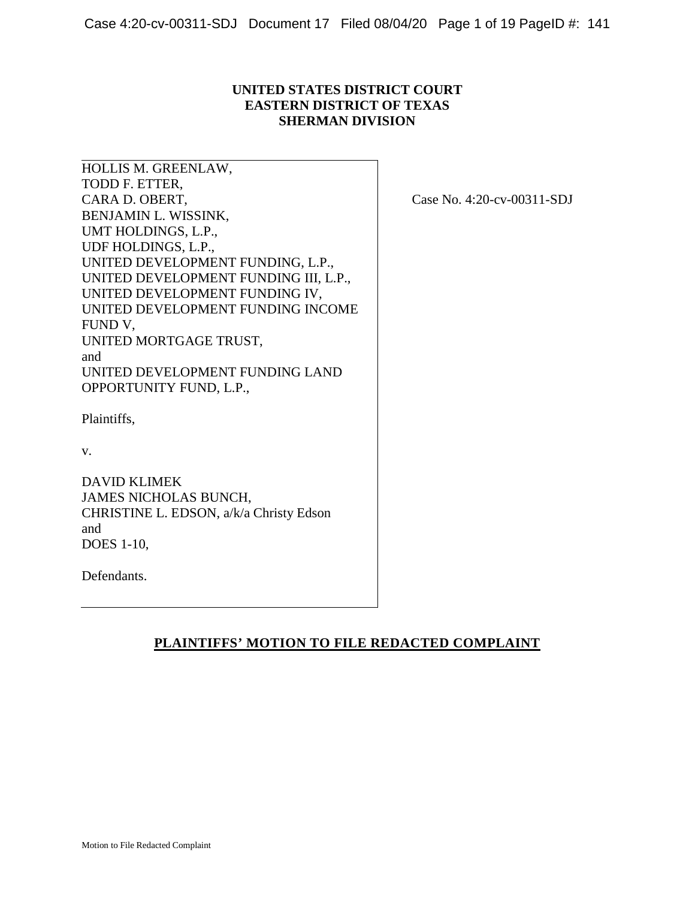**UNITED STATES DISTRICT COURT**
**EASTERN DISTRICT OF TEXAS**
**SHERMAN DIVISION**

HOLLIS M. GREENLAW,
TODD F. ETTER,
CARA D. OBERT,
BENJAMIN L. WISSINK,
UMT HOLDINGS, L.P.,
UDF HOLDINGS, L.P.,
UNITED DEVELOPMENT FUNDING, L.P.,
UNITED DEVELOPMENT FUNDING III, L.P.,
UNITED DEVELOPMENT FUNDING IV,
UNITED DEVELOPMENT FUNDING INCOME FUND V,
UNITED MORTGAGE TRUST,
and
UNITED DEVELOPMENT FUNDING LAND OPPORTUNITY FUND, L.P.,

Plaintiffs,

v.

DAVID KLIMEK
JAMES NICHOLAS BUNCH,
CHRISTINE L. EDSON, a/k/a Christy Edson
and
DOES 1-10,

Defendants.

Case No. 4:20-cv-00311-SDJ

**PLAINTIFFS' MOTION TO FILE REDACTED COMPLAINT**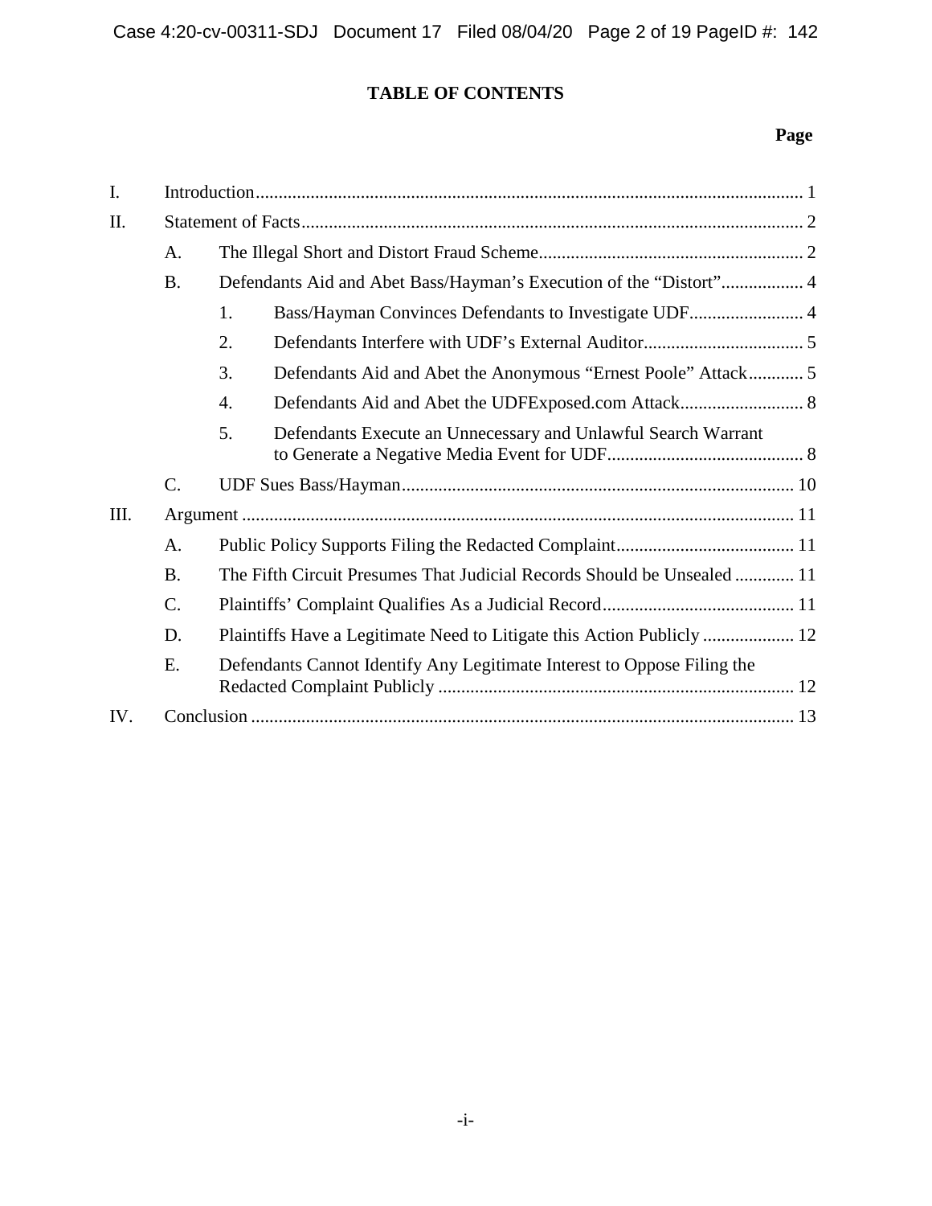# TABLE OF CONTENTS

**Page**

- I. Introduction ... 1
- II. Statement of Facts ... 2
  - A. The Illegal Short and Distort Fraud Scheme ... 2
  - B. Defendants Aid and Abet Bass/Hayman's Execution of the "Distort" ... 4
    - 1. Bass/Hayman Convinces Defendants to Investigate UDF ... 4
    - 2. Defendants Interfere with UDF's External Auditor ... 5
    - 3. Defendants Aid and Abet the Anonymous "Ernest Poole" Attack ... 5
    - 4. Defendants Aid and Abet the UDFExposed.com Attack ... 8
    - 5. Defendants Execute an Unnecessary and Unlawful Search Warrant to Generate a Negative Media Event for UDF ... 8
  - C. UDF Sues Bass/Hayman ... 10
- III. Argument ... 11
  - A. Public Policy Supports Filing the Redacted Complaint ... 11
  - B. The Fifth Circuit Presumes That Judicial Records Should be Unsealed ... 11
  - C. Plaintiffs' Complaint Qualifies As a Judicial Record ... 11
  - D. Plaintiffs Have a Legitimate Need to Litigate this Action Publicly ... 12
  - E. Defendants Cannot Identify Any Legitimate Interest to Oppose Filing the Redacted Complaint Publicly ... 12
- IV. Conclusion ... 13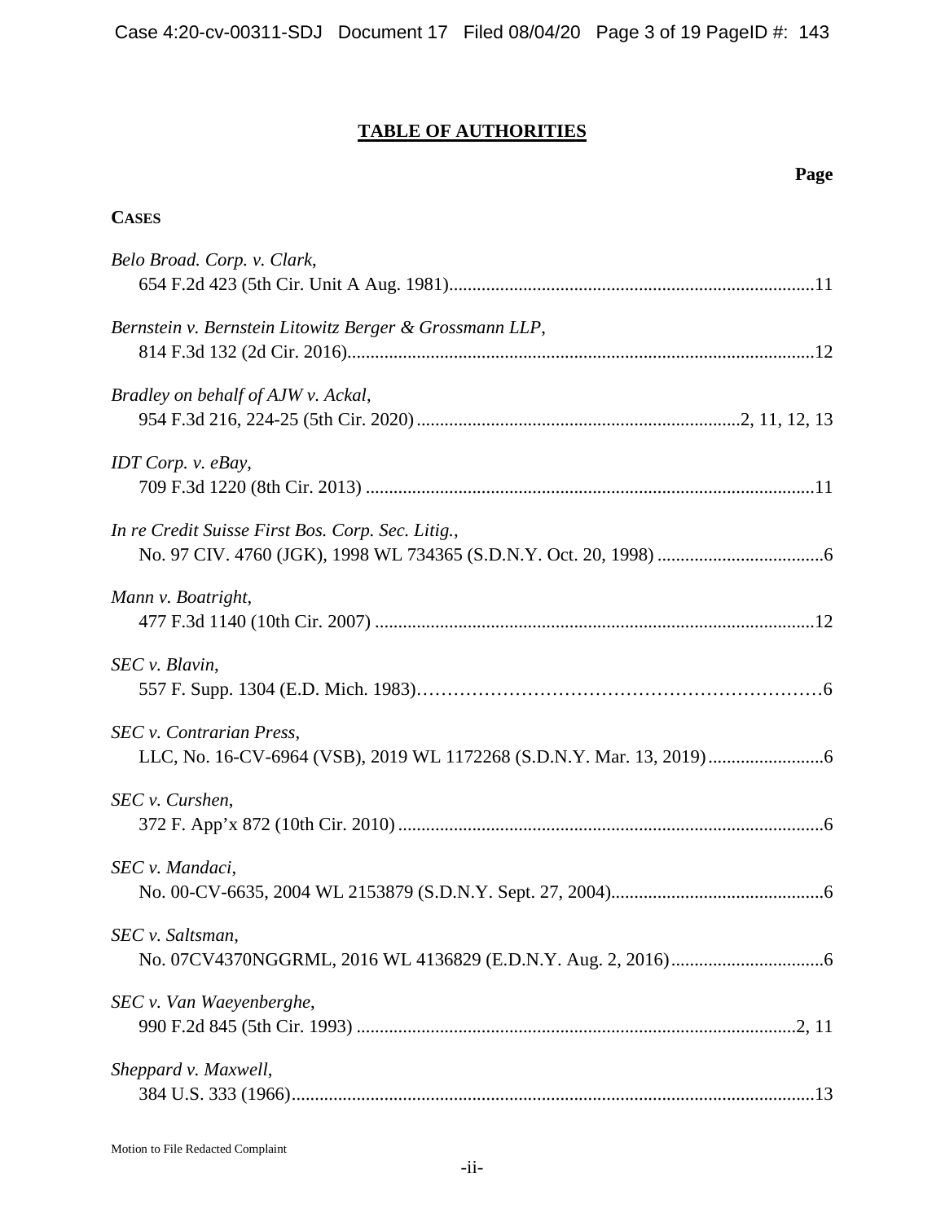# TABLE OF AUTHORITIES

**Page**

**CASES**

*Belo Broad. Corp. v. Clark*,
654 F.2d 423 (5th Cir. Unit A Aug. 1981)....................11

*Bernstein v. Bernstein Litowitz Berger & Grossmann LLP*,
814 F.3d 132 (2d Cir. 2016)....................12

*Bradley on behalf of AJW v. Ackal*,
954 F.3d 216, 224-25 (5th Cir. 2020)....................2, 11, 12, 13

*IDT Corp. v. eBay*,
709 F.3d 1220 (8th Cir. 2013)....................11

*In re Credit Suisse First Bos. Corp. Sec. Litig.*,
No. 97 CIV. 4760 (JGK), 1998 WL 734365 (S.D.N.Y. Oct. 20, 1998)....................6

*Mann v. Boatright*,
477 F.3d 1140 (10th Cir. 2007)....................12

*SEC v. Blavin*,
557 F. Supp. 1304 (E.D. Mich. 1983)....................6

*SEC v. Contrarian Press*,
LLC, No. 16-CV-6964 (VSB), 2019 WL 1172268 (S.D.N.Y. Mar. 13, 2019)....................6

*SEC v. Curshen*,
372 F. App'x 872 (10th Cir. 2010)....................6

*SEC v. Mandaci*,
No. 00-CV-6635, 2004 WL 2153879 (S.D.N.Y. Sept. 27, 2004)....................6

*SEC v. Saltsman*,
No. 07CV4370NGGRML, 2016 WL 4136829 (E.D.N.Y. Aug. 2, 2016)....................6

*SEC v. Van Waeyenberghe*,
990 F.2d 845 (5th Cir. 1993)....................2, 11

*Sheppard v. Maxwell*,
384 U.S. 333 (1966)....................13

Motion to File Redacted Complaint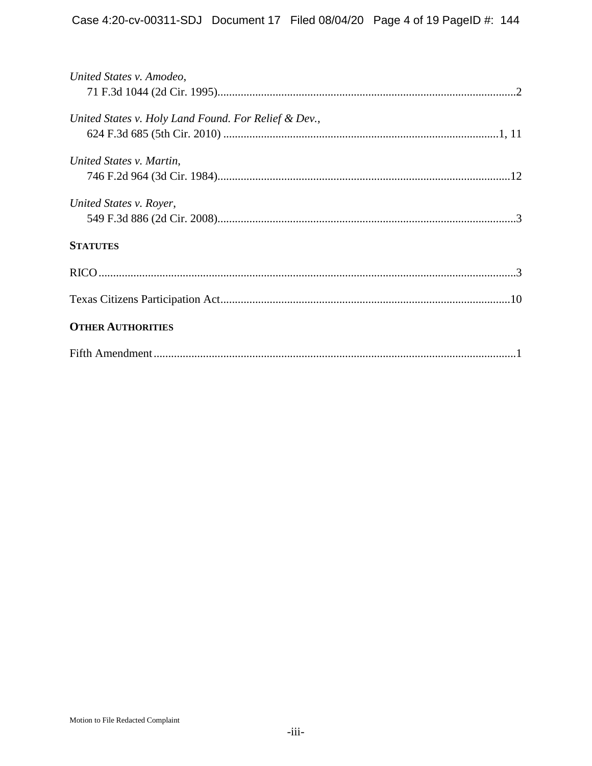*United States v. Amodeo*,
71 F.3d 1044 (2d Cir. 1995)......................................................................................................2

*United States v. Holy Land Found. For Relief & Dev.*,
624 F.3d 685 (5th Cir. 2010) ..............................................................................................1, 11

*United States v. Martin*,
746 F.2d 964 (3d Cir. 1984)....................................................................................................12

*United States v. Royer*,
549 F.3d 886 (2d Cir. 2008)......................................................................................................3

**STATUTES**

RICO..............................................................................................................................................3

Texas Citizens Participation Act...................................................................................................10

**OTHER AUTHORITIES**

Fifth Amendment............................................................................................................................1

Motion to File Redacted Complaint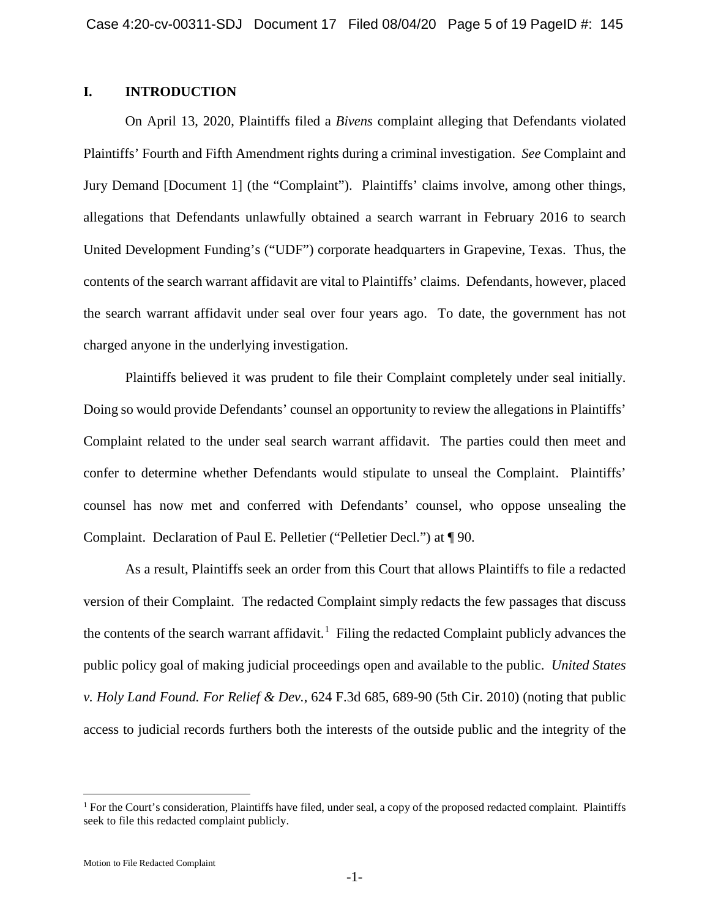## I. INTRODUCTION

On April 13, 2020, Plaintiffs filed a *Bivens* complaint alleging that Defendants violated Plaintiffs' Fourth and Fifth Amendment rights during a criminal investigation. *See* Complaint and Jury Demand [Document 1] (the "Complaint"). Plaintiffs' claims involve, among other things, allegations that Defendants unlawfully obtained a search warrant in February 2016 to search United Development Funding's ("UDF") corporate headquarters in Grapevine, Texas. Thus, the contents of the search warrant affidavit are vital to Plaintiffs' claims. Defendants, however, placed the search warrant affidavit under seal over four years ago. To date, the government has not charged anyone in the underlying investigation.

Plaintiffs believed it was prudent to file their Complaint completely under seal initially. Doing so would provide Defendants' counsel an opportunity to review the allegations in Plaintiffs' Complaint related to the under seal search warrant affidavit. The parties could then meet and confer to determine whether Defendants would stipulate to unseal the Complaint. Plaintiffs' counsel has now met and conferred with Defendants' counsel, who oppose unsealing the Complaint. Declaration of Paul E. Pelletier ("Pelletier Decl.") at ¶ 90.

As a result, Plaintiffs seek an order from this Court that allows Plaintiffs to file a redacted version of their Complaint. The redacted Complaint simply redacts the few passages that discuss the contents of the search warrant affidavit.[1] Filing the redacted Complaint publicly advances the public policy goal of making judicial proceedings open and available to the public. *United States v. Holy Land Found. For Relief & Dev.*, 624 F.3d 685, 689-90 (5th Cir. 2010) (noting that public access to judicial records furthers both the interests of the outside public and the integrity of the

[1] For the Court's consideration, Plaintiffs have filed, under seal, a copy of the proposed redacted complaint. Plaintiffs seek to file this redacted complaint publicly.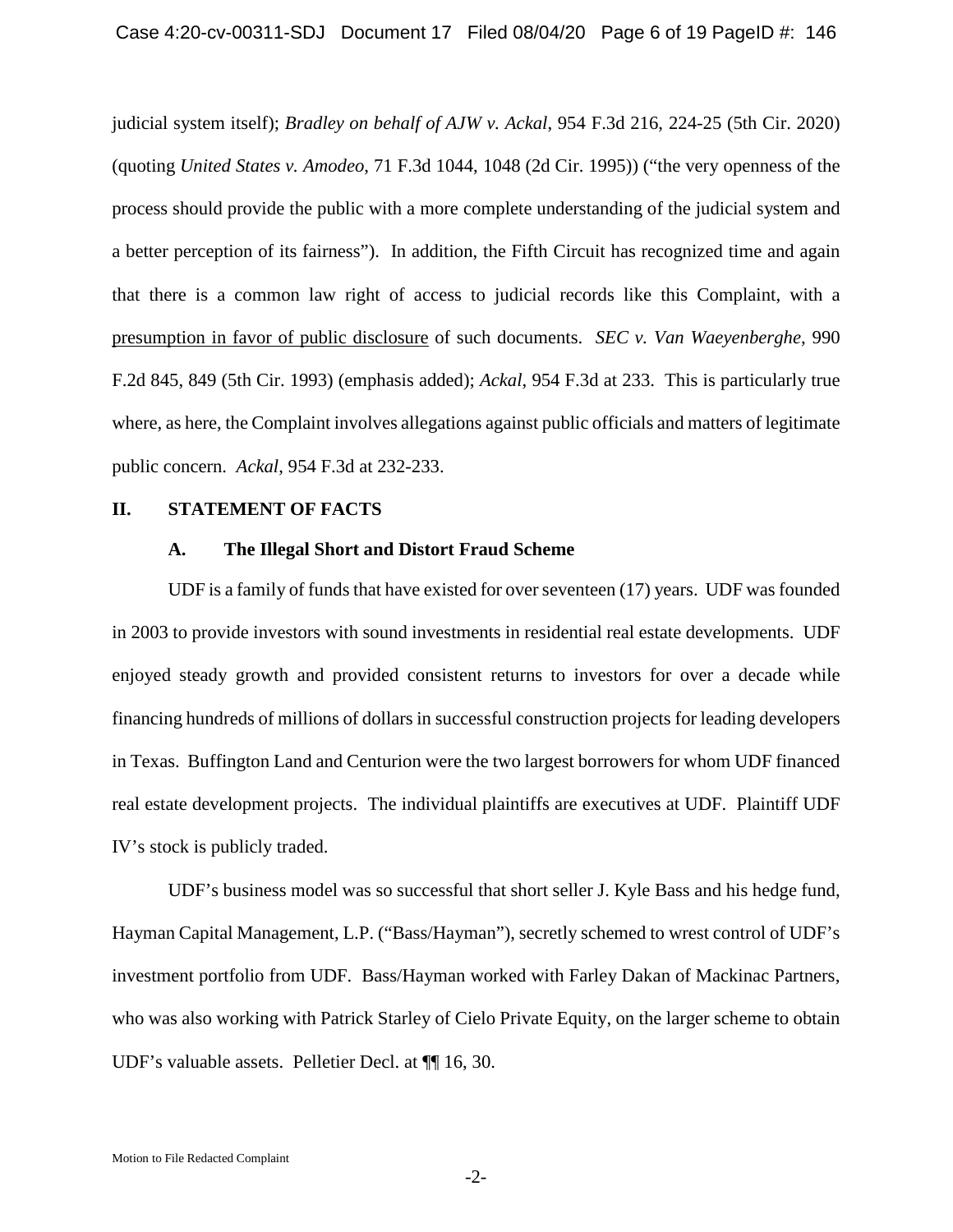judicial system itself); *Bradley on behalf of AJW v. Ackal*, 954 F.3d 216, 224-25 (5th Cir. 2020) (quoting *United States v. Amodeo*, 71 F.3d 1044, 1048 (2d Cir. 1995)) ("the very openness of the process should provide the public with a more complete understanding of the judicial system and a better perception of its fairness"). In addition, the Fifth Circuit has recognized time and again that there is a common law right of access to judicial records like this Complaint, with a presumption in favor of public disclosure of such documents. *SEC v. Van Waeyenberghe*, 990 F.2d 845, 849 (5th Cir. 1993) (emphasis added); *Ackal*, 954 F.3d at 233. This is particularly true where, as here, the Complaint involves allegations against public officials and matters of legitimate public concern. *Ackal*, 954 F.3d at 232-233.

## II. STATEMENT OF FACTS

### A. The Illegal Short and Distort Fraud Scheme

UDF is a family of funds that have existed for over seventeen (17) years. UDF was founded in 2003 to provide investors with sound investments in residential real estate developments. UDF enjoyed steady growth and provided consistent returns to investors for over a decade while financing hundreds of millions of dollars in successful construction projects for leading developers in Texas. Buffington Land and Centurion were the two largest borrowers for whom UDF financed real estate development projects. The individual plaintiffs are executives at UDF. Plaintiff UDF IV's stock is publicly traded.

UDF's business model was so successful that short seller J. Kyle Bass and his hedge fund, Hayman Capital Management, L.P. ("Bass/Hayman"), secretly schemed to wrest control of UDF's investment portfolio from UDF. Bass/Hayman worked with Farley Dakan of Mackinac Partners, who was also working with Patrick Starley of Cielo Private Equity, on the larger scheme to obtain UDF's valuable assets. Pelletier Decl. at ¶¶ 16, 30.

Motion to File Redacted Complaint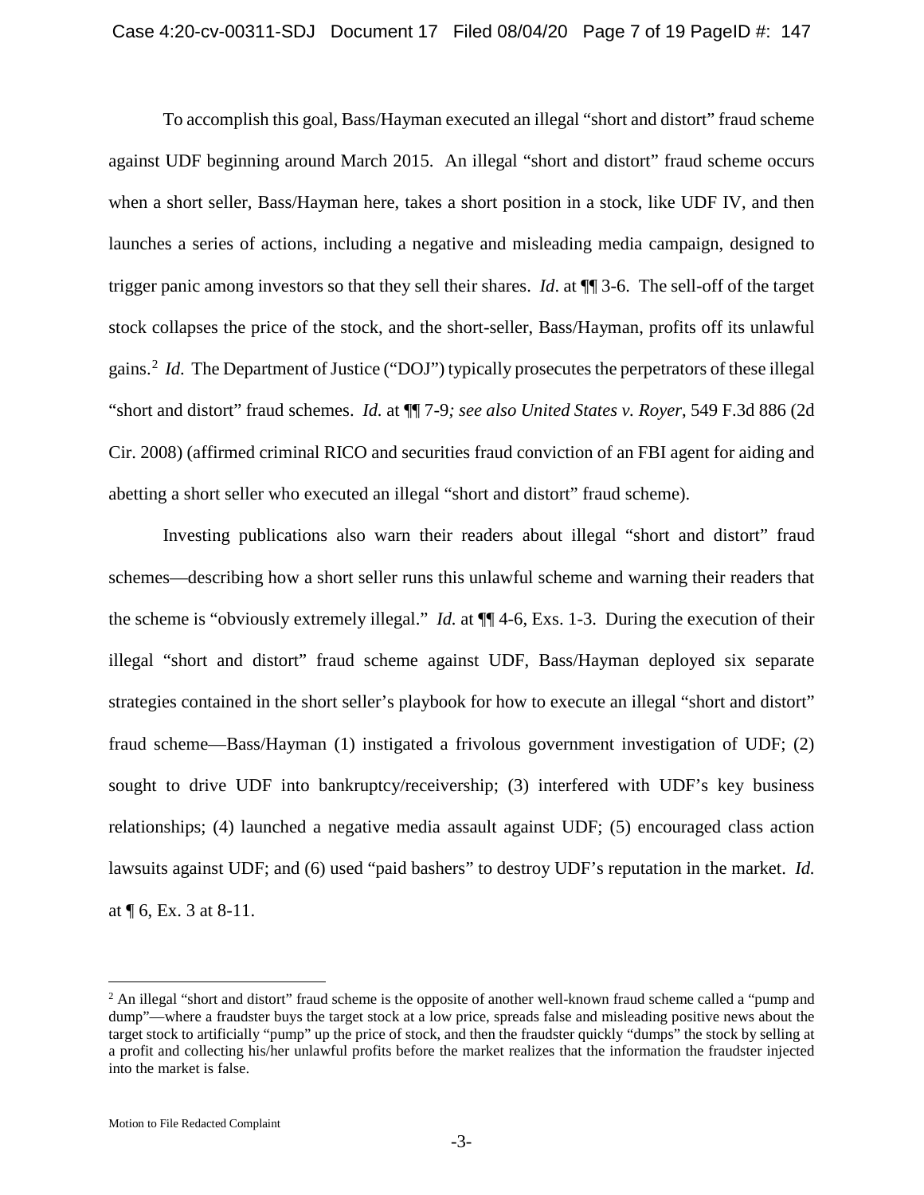To accomplish this goal, Bass/Hayman executed an illegal "short and distort" fraud scheme against UDF beginning around March 2015. An illegal "short and distort" fraud scheme occurs when a short seller, Bass/Hayman here, takes a short position in a stock, like UDF IV, and then launches a series of actions, including a negative and misleading media campaign, designed to trigger panic among investors so that they sell their shares. *Id*. at ¶¶ 3-6. The sell-off of the target stock collapses the price of the stock, and the short-seller, Bass/Hayman, profits off its unlawful gains.[2] *Id*. The Department of Justice ("DOJ") typically prosecutes the perpetrators of these illegal "short and distort" fraud schemes. *Id.* at ¶¶ 7-9*; see also United States v. Royer*, 549 F.3d 886 (2d Cir. 2008) (affirmed criminal RICO and securities fraud conviction of an FBI agent for aiding and abetting a short seller who executed an illegal "short and distort" fraud scheme).

Investing publications also warn their readers about illegal "short and distort" fraud schemes—describing how a short seller runs this unlawful scheme and warning their readers that the scheme is "obviously extremely illegal." *Id.* at ¶¶ 4-6, Exs. 1-3. During the execution of their illegal "short and distort" fraud scheme against UDF, Bass/Hayman deployed six separate strategies contained in the short seller's playbook for how to execute an illegal "short and distort" fraud scheme—Bass/Hayman (1) instigated a frivolous government investigation of UDF; (2) sought to drive UDF into bankruptcy/receivership; (3) interfered with UDF's key business relationships; (4) launched a negative media assault against UDF; (5) encouraged class action lawsuits against UDF; and (6) used "paid bashers" to destroy UDF's reputation in the market. *Id.* at ¶ 6, Ex. 3 at 8-11.

[2] An illegal "short and distort" fraud scheme is the opposite of another well-known fraud scheme called a "pump and dump"—where a fraudster buys the target stock at a low price, spreads false and misleading positive news about the target stock to artificially "pump" up the price of stock, and then the fraudster quickly "dumps" the stock by selling at a profit and collecting his/her unlawful profits before the market realizes that the information the fraudster injected into the market is false.

Motion to File Redacted Complaint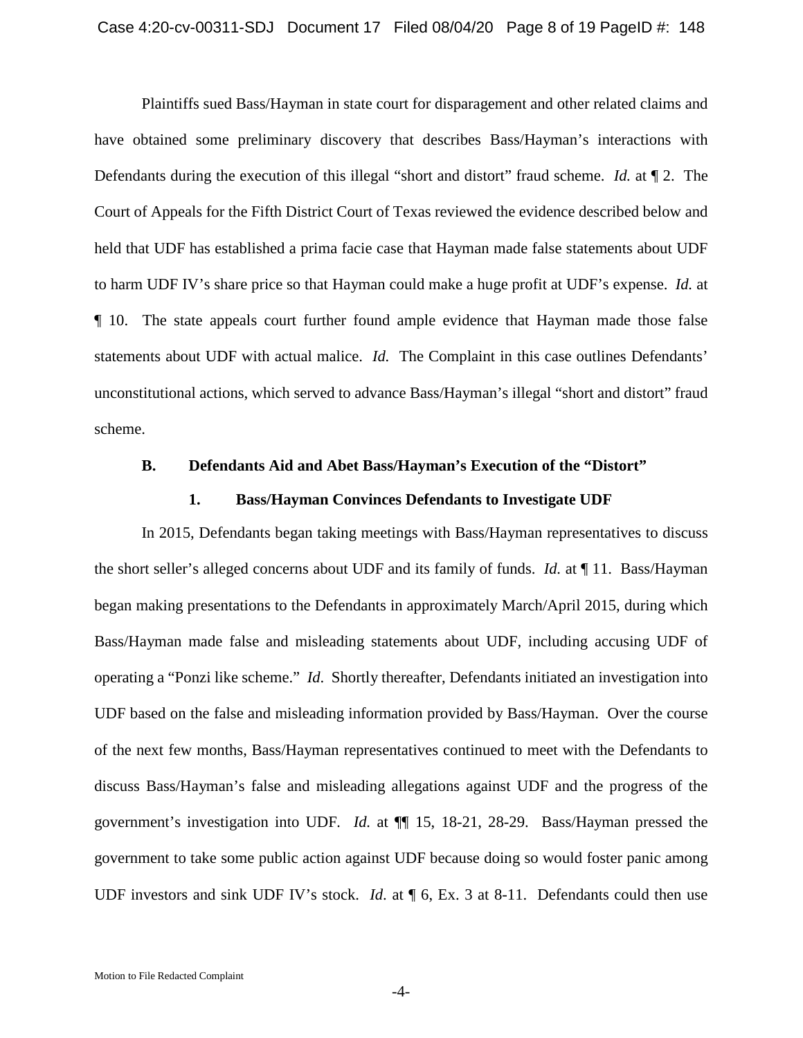Plaintiffs sued Bass/Hayman in state court for disparagement and other related claims and have obtained some preliminary discovery that describes Bass/Hayman's interactions with Defendants during the execution of this illegal "short and distort" fraud scheme. *Id.* at ¶ 2. The Court of Appeals for the Fifth District Court of Texas reviewed the evidence described below and held that UDF has established a prima facie case that Hayman made false statements about UDF to harm UDF IV's share price so that Hayman could make a huge profit at UDF's expense. *Id.* at ¶ 10. The state appeals court further found ample evidence that Hayman made those false statements about UDF with actual malice. *Id.* The Complaint in this case outlines Defendants' unconstitutional actions, which served to advance Bass/Hayman's illegal "short and distort" fraud scheme.

### B. Defendants Aid and Abet Bass/Hayman's Execution of the "Distort"

#### 1. Bass/Hayman Convinces Defendants to Investigate UDF

In 2015, Defendants began taking meetings with Bass/Hayman representatives to discuss the short seller's alleged concerns about UDF and its family of funds. *Id.* at ¶ 11. Bass/Hayman began making presentations to the Defendants in approximately March/April 2015, during which Bass/Hayman made false and misleading statements about UDF, including accusing UDF of operating a "Ponzi like scheme." *Id.* Shortly thereafter, Defendants initiated an investigation into UDF based on the false and misleading information provided by Bass/Hayman. Over the course of the next few months, Bass/Hayman representatives continued to meet with the Defendants to discuss Bass/Hayman's false and misleading allegations against UDF and the progress of the government's investigation into UDF. *Id.* at ¶¶ 15, 18-21, 28-29. Bass/Hayman pressed the government to take some public action against UDF because doing so would foster panic among UDF investors and sink UDF IV's stock. *Id*. at ¶ 6, Ex. 3 at 8-11. Defendants could then use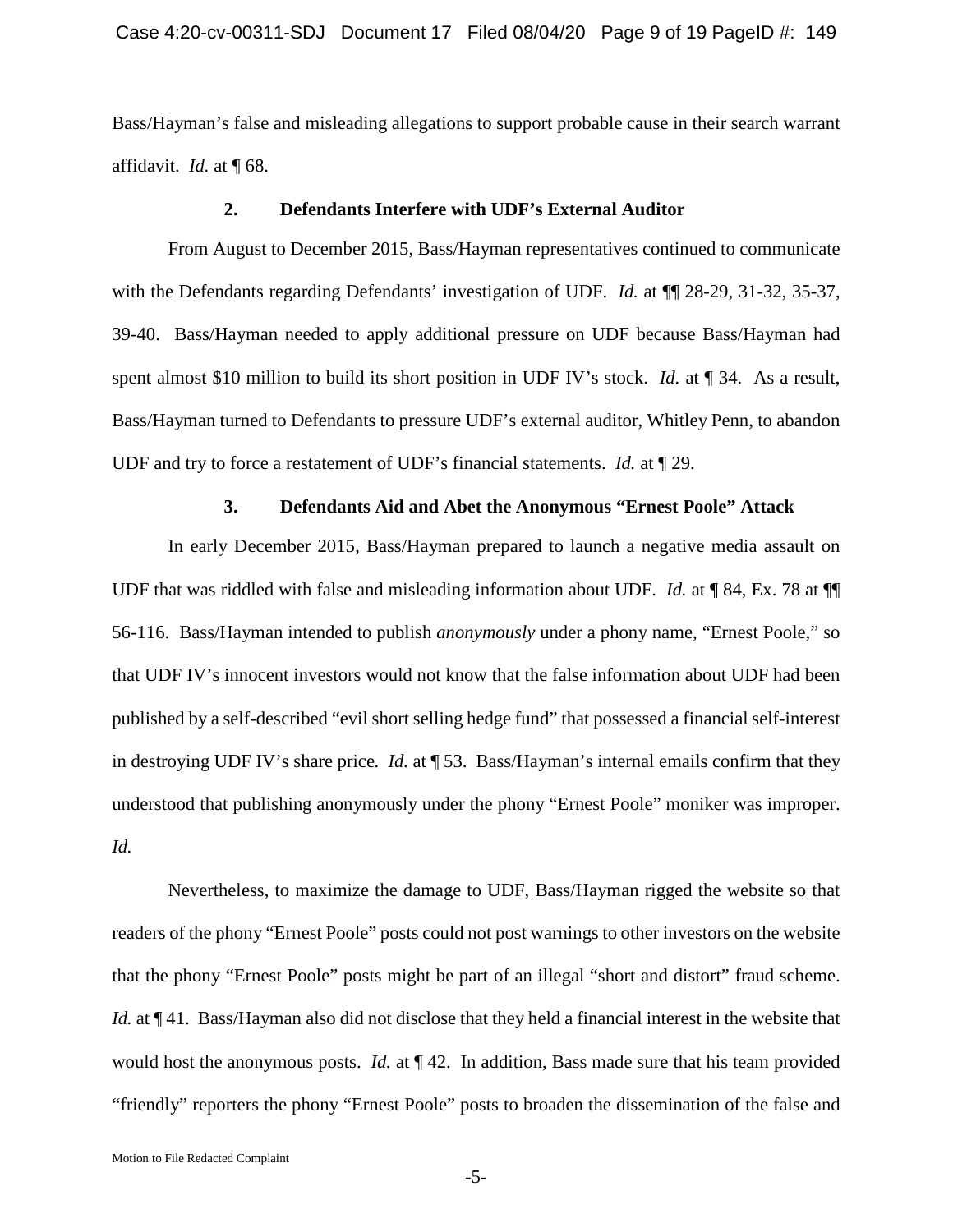Bass/Hayman's false and misleading allegations to support probable cause in their search warrant affidavit. *Id.* at ¶ 68.

**2. Defendants Interfere with UDF's External Auditor**

From August to December 2015, Bass/Hayman representatives continued to communicate with the Defendants regarding Defendants' investigation of UDF. *Id.* at ¶¶ 28-29, 31-32, 35-37, 39-40. Bass/Hayman needed to apply additional pressure on UDF because Bass/Hayman had spent almost $10 million to build its short position in UDF IV's stock. *Id.* at ¶ 34. As a result, Bass/Hayman turned to Defendants to pressure UDF's external auditor, Whitley Penn, to abandon UDF and try to force a restatement of UDF's financial statements. *Id.* at ¶ 29.

**3. Defendants Aid and Abet the Anonymous "Ernest Poole" Attack**

In early December 2015, Bass/Hayman prepared to launch a negative media assault on UDF that was riddled with false and misleading information about UDF. *Id.* at ¶ 84, Ex. 78 at ¶¶ 56-116. Bass/Hayman intended to publish *anonymously* under a phony name, "Ernest Poole," so that UDF IV's innocent investors would not know that the false information about UDF had been published by a self-described "evil short selling hedge fund" that possessed a financial self-interest in destroying UDF IV's share price. *Id.* at ¶ 53. Bass/Hayman's internal emails confirm that they understood that publishing anonymously under the phony "Ernest Poole" moniker was improper. *Id.*

Nevertheless, to maximize the damage to UDF, Bass/Hayman rigged the website so that readers of the phony "Ernest Poole" posts could not post warnings to other investors on the website that the phony "Ernest Poole" posts might be part of an illegal "short and distort" fraud scheme. *Id.* at ¶ 41. Bass/Hayman also did not disclose that they held a financial interest in the website that would host the anonymous posts. *Id.* at ¶ 42. In addition, Bass made sure that his team provided "friendly" reporters the phony "Ernest Poole" posts to broaden the dissemination of the false and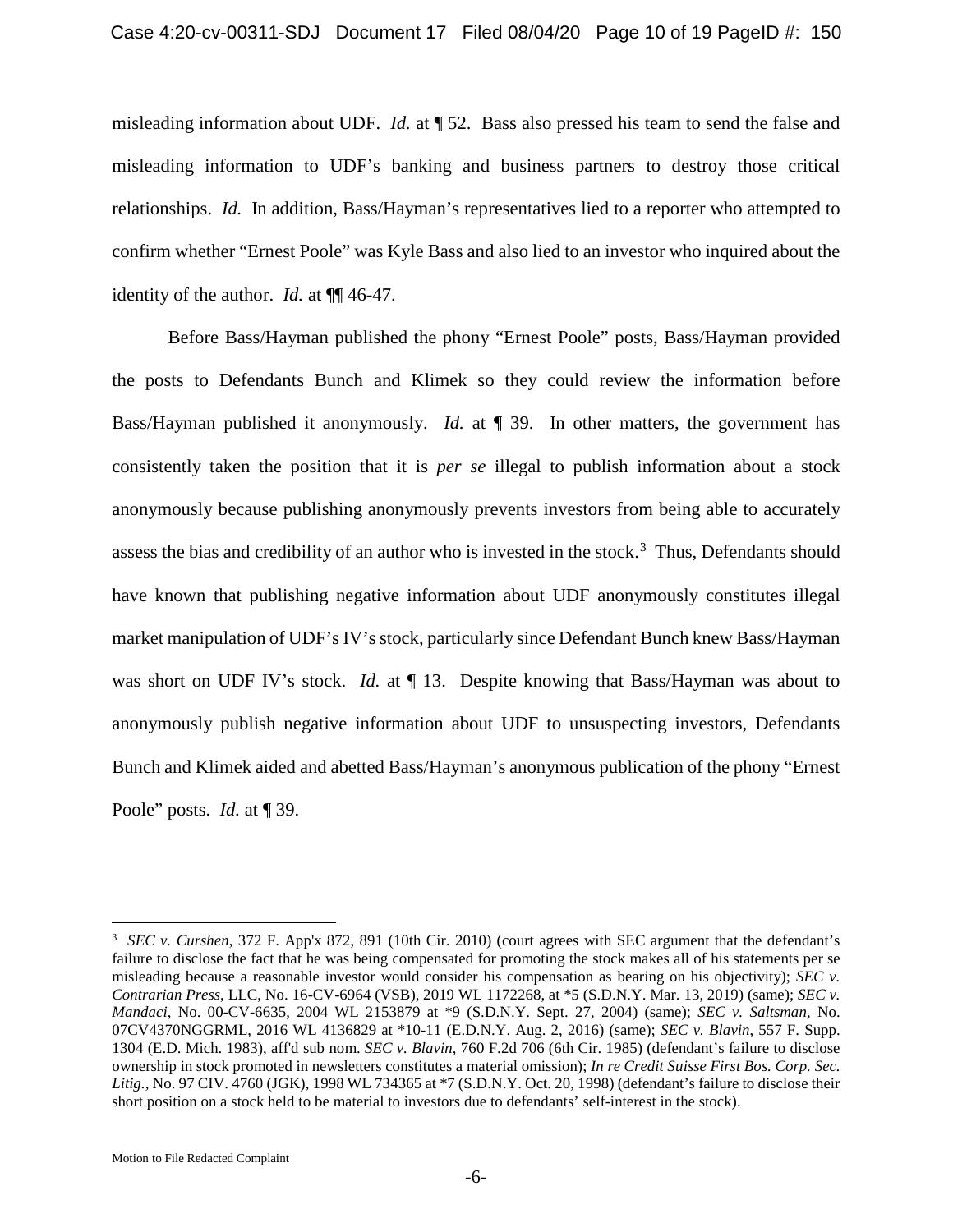misleading information about UDF. *Id.* at ¶ 52. Bass also pressed his team to send the false and misleading information to UDF's banking and business partners to destroy those critical relationships. *Id.* In addition, Bass/Hayman's representatives lied to a reporter who attempted to confirm whether "Ernest Poole" was Kyle Bass and also lied to an investor who inquired about the identity of the author. *Id.* at ¶¶ 46-47.

Before Bass/Hayman published the phony "Ernest Poole" posts, Bass/Hayman provided the posts to Defendants Bunch and Klimek so they could review the information before Bass/Hayman published it anonymously. *Id.* at ¶ 39. In other matters, the government has consistently taken the position that it is *per se* illegal to publish information about a stock anonymously because publishing anonymously prevents investors from being able to accurately assess the bias and credibility of an author who is invested in the stock.[3] Thus, Defendants should have known that publishing negative information about UDF anonymously constitutes illegal market manipulation of UDF's IV's stock, particularly since Defendant Bunch knew Bass/Hayman was short on UDF IV's stock. *Id.* at ¶ 13. Despite knowing that Bass/Hayman was about to anonymously publish negative information about UDF to unsuspecting investors, Defendants Bunch and Klimek aided and abetted Bass/Hayman's anonymous publication of the phony "Ernest Poole" posts. *Id.* at ¶ 39.

---

[3] *SEC v. Curshen*, 372 F. App'x 872, 891 (10th Cir. 2010) (court agrees with SEC argument that the defendant's failure to disclose the fact that he was being compensated for promoting the stock makes all of his statements per se misleading because a reasonable investor would consider his compensation as bearing on his objectivity); *SEC v. Contrarian Press*, LLC, No. 16-CV-6964 (VSB), 2019 WL 1172268, at *5 (S.D.N.Y. Mar. 13, 2019) (same); *SEC v. Mandaci*, No. 00-CV-6635, 2004 WL 2153879 at *9 (S.D.N.Y. Sept. 27, 2004) (same); *SEC v. Saltsman*, No. 07CV4370NGGRML, 2016 WL 4136829 at *10-11 (E.D.N.Y. Aug. 2, 2016) (same); *SEC v. Blavin*, 557 F. Supp. 1304 (E.D. Mich. 1983), aff'd sub nom. *SEC v. Blavin*, 760 F.2d 706 (6th Cir. 1985) (defendant's failure to disclose ownership in stock promoted in newsletters constitutes a material omission); *In re Credit Suisse First Bos. Corp. Sec. Litig.*, No. 97 CIV. 4760 (JGK), 1998 WL 734365 at *7 (S.D.N.Y. Oct. 20, 1998) (defendant's failure to disclose their short position on a stock held to be material to investors due to defendants' self-interest in the stock).

Motion to File Redacted Complaint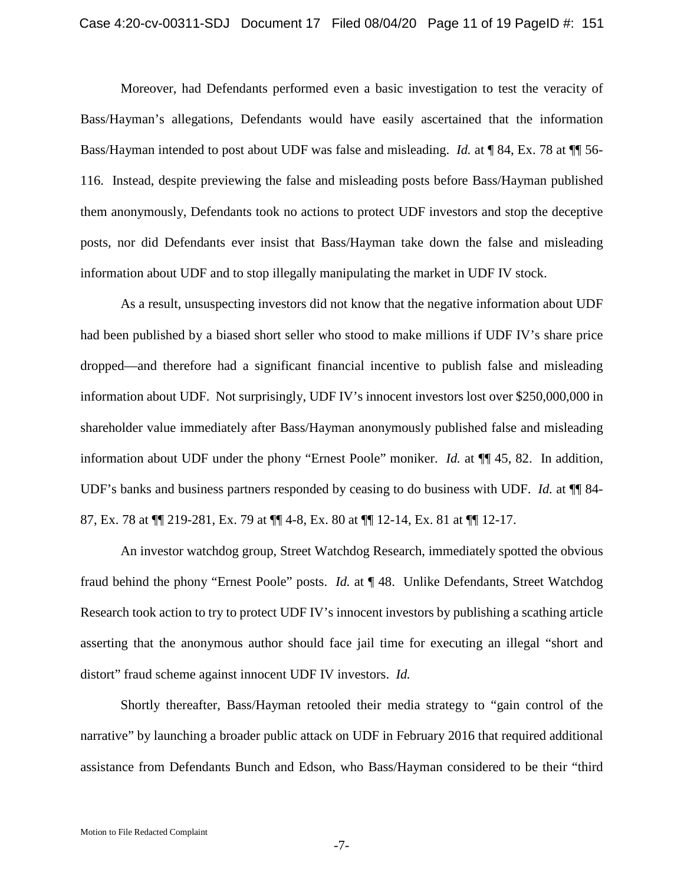Moreover, had Defendants performed even a basic investigation to test the veracity of Bass/Hayman's allegations, Defendants would have easily ascertained that the information Bass/Hayman intended to post about UDF was false and misleading. *Id.* at ¶ 84, Ex. 78 at ¶¶ 56-116. Instead, despite previewing the false and misleading posts before Bass/Hayman published them anonymously, Defendants took no actions to protect UDF investors and stop the deceptive posts, nor did Defendants ever insist that Bass/Hayman take down the false and misleading information about UDF and to stop illegally manipulating the market in UDF IV stock.

As a result, unsuspecting investors did not know that the negative information about UDF had been published by a biased short seller who stood to make millions if UDF IV's share price dropped—and therefore had a significant financial incentive to publish false and misleading information about UDF. Not surprisingly, UDF IV's innocent investors lost over $250,000,000 in shareholder value immediately after Bass/Hayman anonymously published false and misleading information about UDF under the phony "Ernest Poole" moniker. *Id.* at ¶¶ 45, 82. In addition, UDF's banks and business partners responded by ceasing to do business with UDF. *Id.* at ¶¶ 84-87, Ex. 78 at ¶¶ 219-281, Ex. 79 at ¶¶ 4-8, Ex. 80 at ¶¶ 12-14, Ex. 81 at ¶¶ 12-17.

An investor watchdog group, Street Watchdog Research, immediately spotted the obvious fraud behind the phony "Ernest Poole" posts. *Id.* at ¶ 48. Unlike Defendants, Street Watchdog Research took action to try to protect UDF IV's innocent investors by publishing a scathing article asserting that the anonymous author should face jail time for executing an illegal "short and distort" fraud scheme against innocent UDF IV investors. *Id.*

Shortly thereafter, Bass/Hayman retooled their media strategy to "gain control of the narrative" by launching a broader public attack on UDF in February 2016 that required additional assistance from Defendants Bunch and Edson, who Bass/Hayman considered to be their "third

Motion to File Redacted Complaint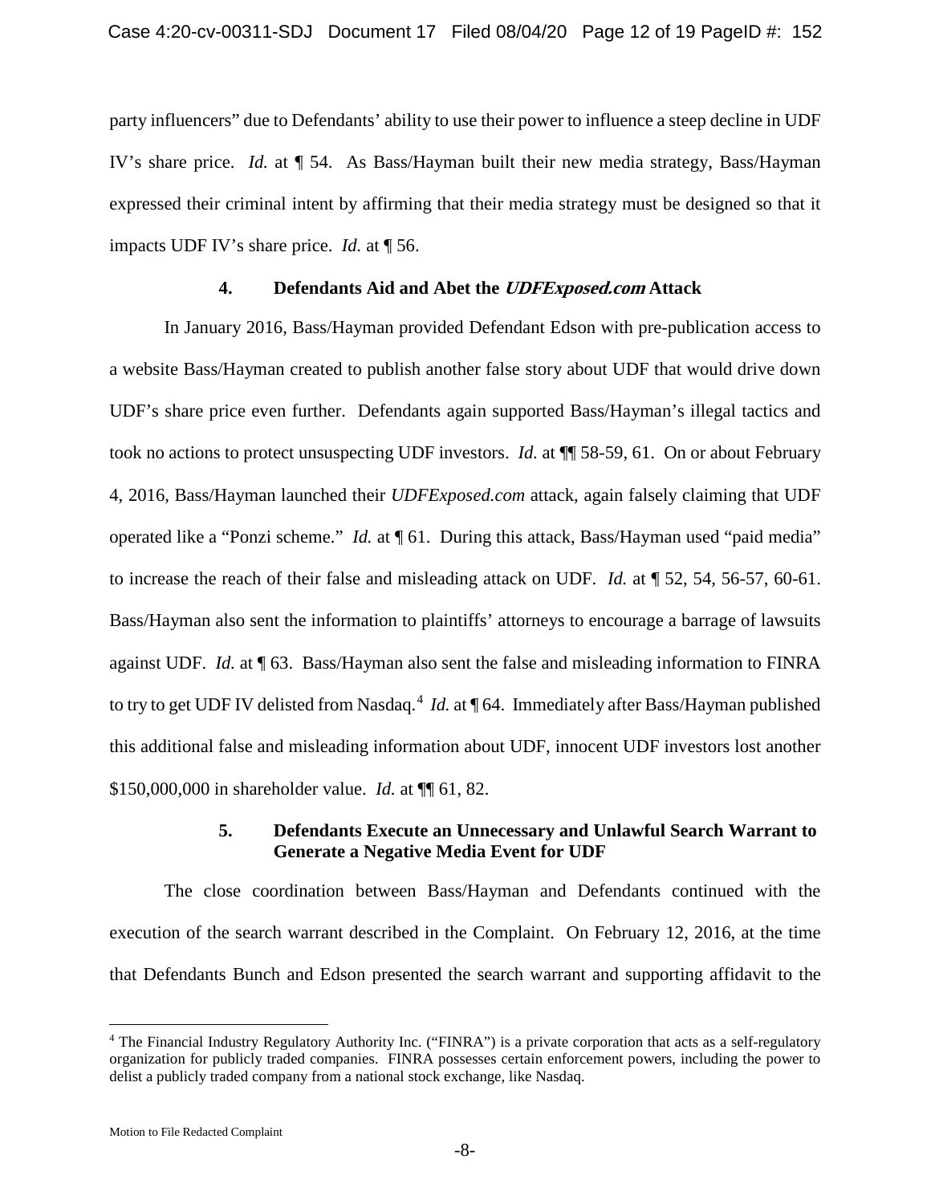party influencers" due to Defendants' ability to use their power to influence a steep decline in UDF IV's share price. *Id.* at ¶ 54. As Bass/Hayman built their new media strategy, Bass/Hayman expressed their criminal intent by affirming that their media strategy must be designed so that it impacts UDF IV's share price. *Id.* at ¶ 56.

### 4. Defendants Aid and Abet the *UDFExposed.com* Attack

In January 2016, Bass/Hayman provided Defendant Edson with pre-publication access to a website Bass/Hayman created to publish another false story about UDF that would drive down UDF's share price even further. Defendants again supported Bass/Hayman's illegal tactics and took no actions to protect unsuspecting UDF investors. *Id.* at ¶¶ 58-59, 61. On or about February 4, 2016, Bass/Hayman launched their *UDFExposed.com* attack, again falsely claiming that UDF operated like a "Ponzi scheme." *Id.* at ¶ 61. During this attack, Bass/Hayman used "paid media" to increase the reach of their false and misleading attack on UDF. *Id.* at ¶ 52, 54, 56-57, 60-61. Bass/Hayman also sent the information to plaintiffs' attorneys to encourage a barrage of lawsuits against UDF. *Id.* at ¶ 63. Bass/Hayman also sent the false and misleading information to FINRA to try to get UDF IV delisted from Nasdaq.[4] *Id.* at ¶ 64. Immediately after Bass/Hayman published this additional false and misleading information about UDF, innocent UDF investors lost another $150,000,000 in shareholder value. *Id.* at ¶¶ 61, 82.

### 5. Defendants Execute an Unnecessary and Unlawful Search Warrant to Generate a Negative Media Event for UDF

The close coordination between Bass/Hayman and Defendants continued with the execution of the search warrant described in the Complaint. On February 12, 2016, at the time that Defendants Bunch and Edson presented the search warrant and supporting affidavit to the

---

[4] The Financial Industry Regulatory Authority Inc. ("FINRA") is a private corporation that acts as a self-regulatory organization for publicly traded companies. FINRA possesses certain enforcement powers, including the power to delist a publicly traded company from a national stock exchange, like Nasdaq.

Motion to File Redacted Complaint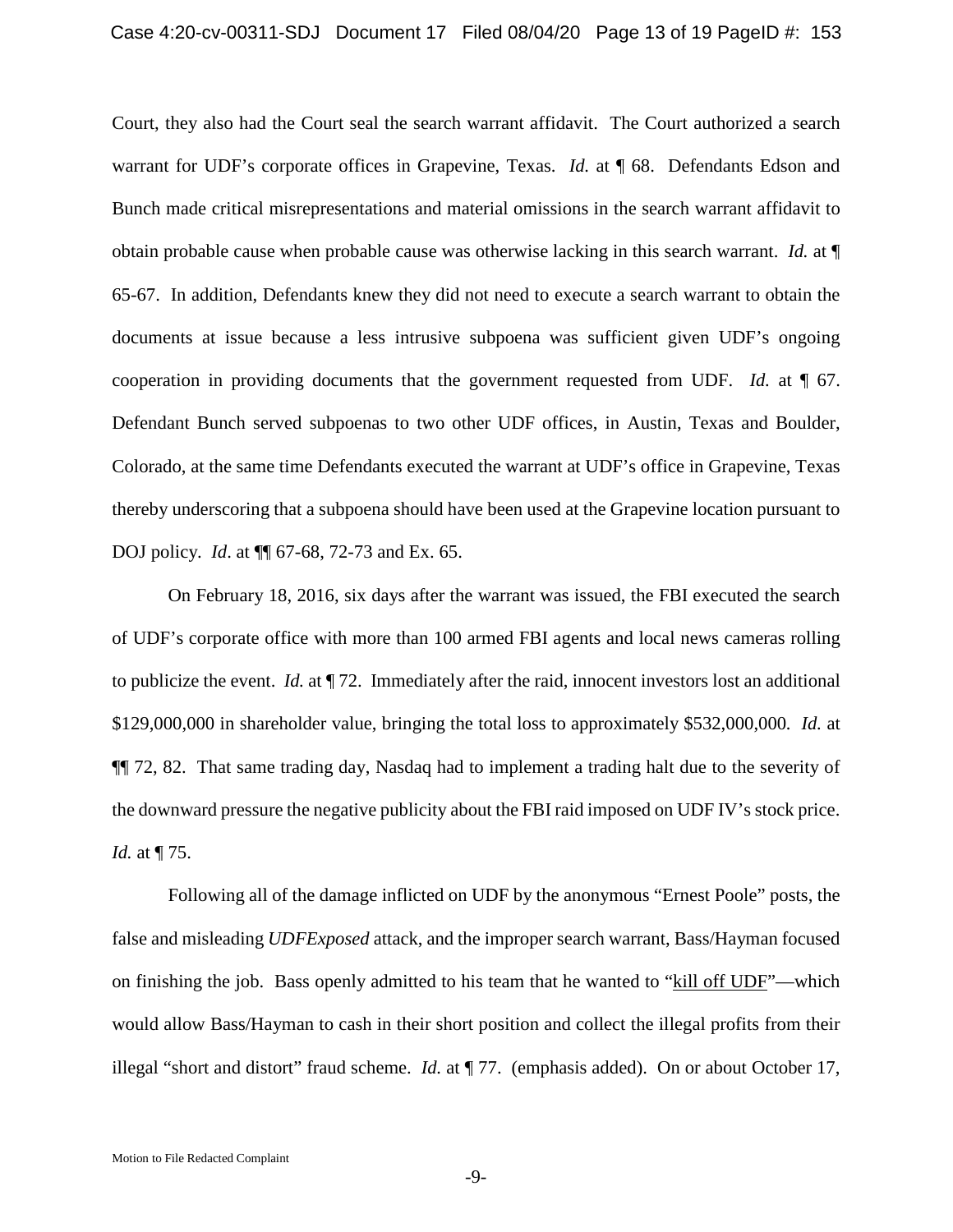Court, they also had the Court seal the search warrant affidavit. The Court authorized a search warrant for UDF's corporate offices in Grapevine, Texas. *Id.* at ¶ 68. Defendants Edson and Bunch made critical misrepresentations and material omissions in the search warrant affidavit to obtain probable cause when probable cause was otherwise lacking in this search warrant. *Id.* at ¶ 65-67. In addition, Defendants knew they did not need to execute a search warrant to obtain the documents at issue because a less intrusive subpoena was sufficient given UDF's ongoing cooperation in providing documents that the government requested from UDF. *Id.* at ¶ 67. Defendant Bunch served subpoenas to two other UDF offices, in Austin, Texas and Boulder, Colorado, at the same time Defendants executed the warrant at UDF's office in Grapevine, Texas thereby underscoring that a subpoena should have been used at the Grapevine location pursuant to DOJ policy. *Id*. at ¶¶ 67-68, 72-73 and Ex. 65.

On February 18, 2016, six days after the warrant was issued, the FBI executed the search of UDF's corporate office with more than 100 armed FBI agents and local news cameras rolling to publicize the event. *Id.* at ¶ 72. Immediately after the raid, innocent investors lost an additional $129,000,000 in shareholder value, bringing the total loss to approximately $532,000,000*.* *Id.* at ¶¶ 72, 82. That same trading day, Nasdaq had to implement a trading halt due to the severity of the downward pressure the negative publicity about the FBI raid imposed on UDF IV's stock price. *Id.* at ¶ 75.

Following all of the damage inflicted on UDF by the anonymous "Ernest Poole" posts, the false and misleading *UDFExposed* attack, and the improper search warrant, Bass/Hayman focused on finishing the job. Bass openly admitted to his team that he wanted to "<u>kill off UDF</u>"—which would allow Bass/Hayman to cash in their short position and collect the illegal profits from their illegal "short and distort" fraud scheme. *Id.* at ¶ 77. (emphasis added). On or about October 17,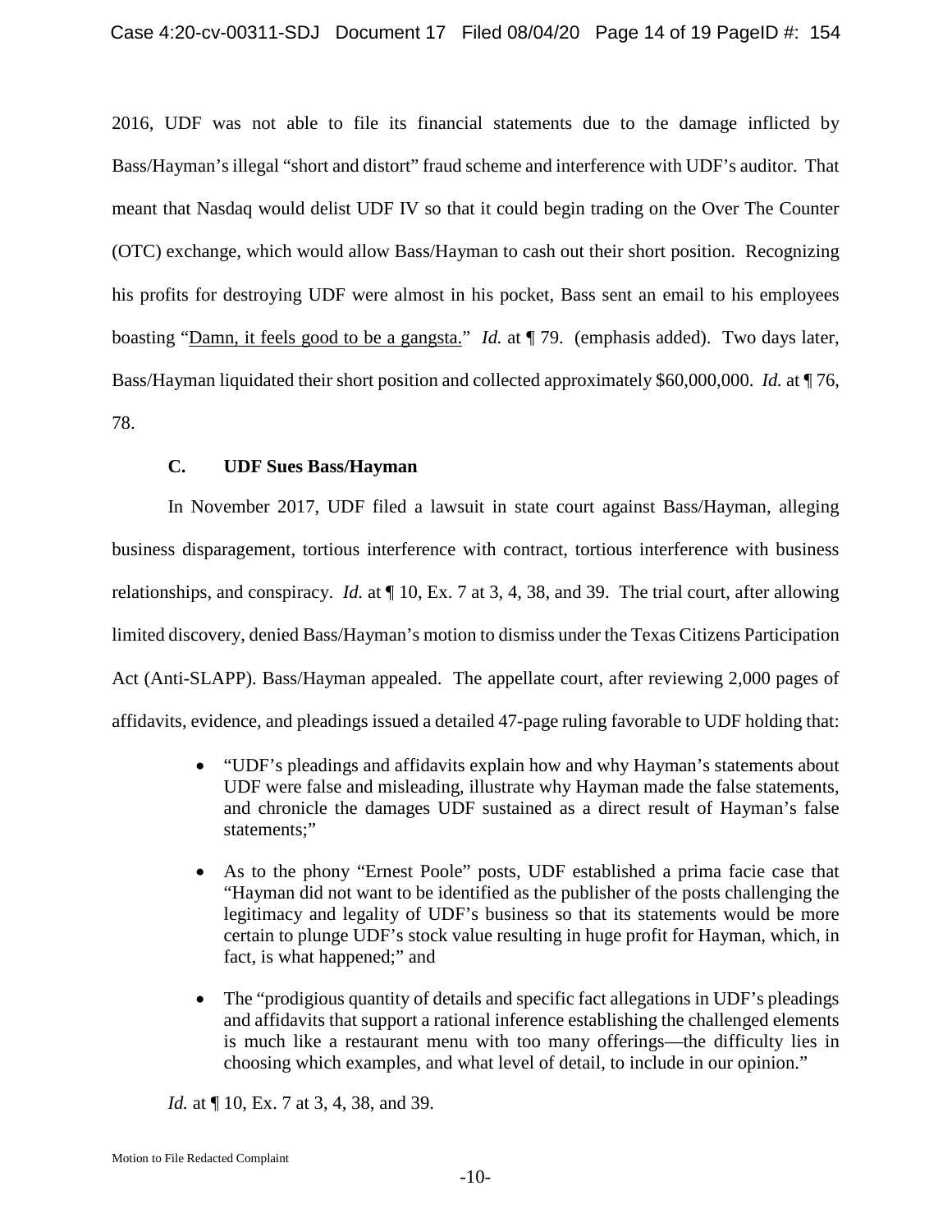2016, UDF was not able to file its financial statements due to the damage inflicted by Bass/Hayman's illegal "short and distort" fraud scheme and interference with UDF's auditor. That meant that Nasdaq would delist UDF IV so that it could begin trading on the Over The Counter (OTC) exchange, which would allow Bass/Hayman to cash out their short position. Recognizing his profits for destroying UDF were almost in his pocket, Bass sent an email to his employees boasting "<u>Damn, it feels good to be a gangsta.</u>" *Id.* at ¶ 79. (emphasis added). Two days later, Bass/Hayman liquidated their short position and collected approximately $60,000,000. *Id.* at ¶ 76, 78.

### C. UDF Sues Bass/Hayman

In November 2017, UDF filed a lawsuit in state court against Bass/Hayman, alleging business disparagement, tortious interference with contract, tortious interference with business relationships, and conspiracy. *Id.* at ¶ 10, Ex. 7 at 3, 4, 38, and 39. The trial court, after allowing limited discovery, denied Bass/Hayman's motion to dismiss under the Texas Citizens Participation Act (Anti-SLAPP). Bass/Hayman appealed. The appellate court, after reviewing 2,000 pages of affidavits, evidence, and pleadings issued a detailed 47-page ruling favorable to UDF holding that:

- "UDF's pleadings and affidavits explain how and why Hayman's statements about UDF were false and misleading, illustrate why Hayman made the false statements, and chronicle the damages UDF sustained as a direct result of Hayman's false statements;"
- As to the phony "Ernest Poole" posts, UDF established a prima facie case that "Hayman did not want to be identified as the publisher of the posts challenging the legitimacy and legality of UDF's business so that its statements would be more certain to plunge UDF's stock value resulting in huge profit for Hayman, which, in fact, is what happened;" and
- The "prodigious quantity of details and specific fact allegations in UDF's pleadings and affidavits that support a rational inference establishing the challenged elements is much like a restaurant menu with too many offerings—the difficulty lies in choosing which examples, and what level of detail, to include in our opinion."

*Id.* at ¶ 10, Ex. 7 at 3, 4, 38, and 39.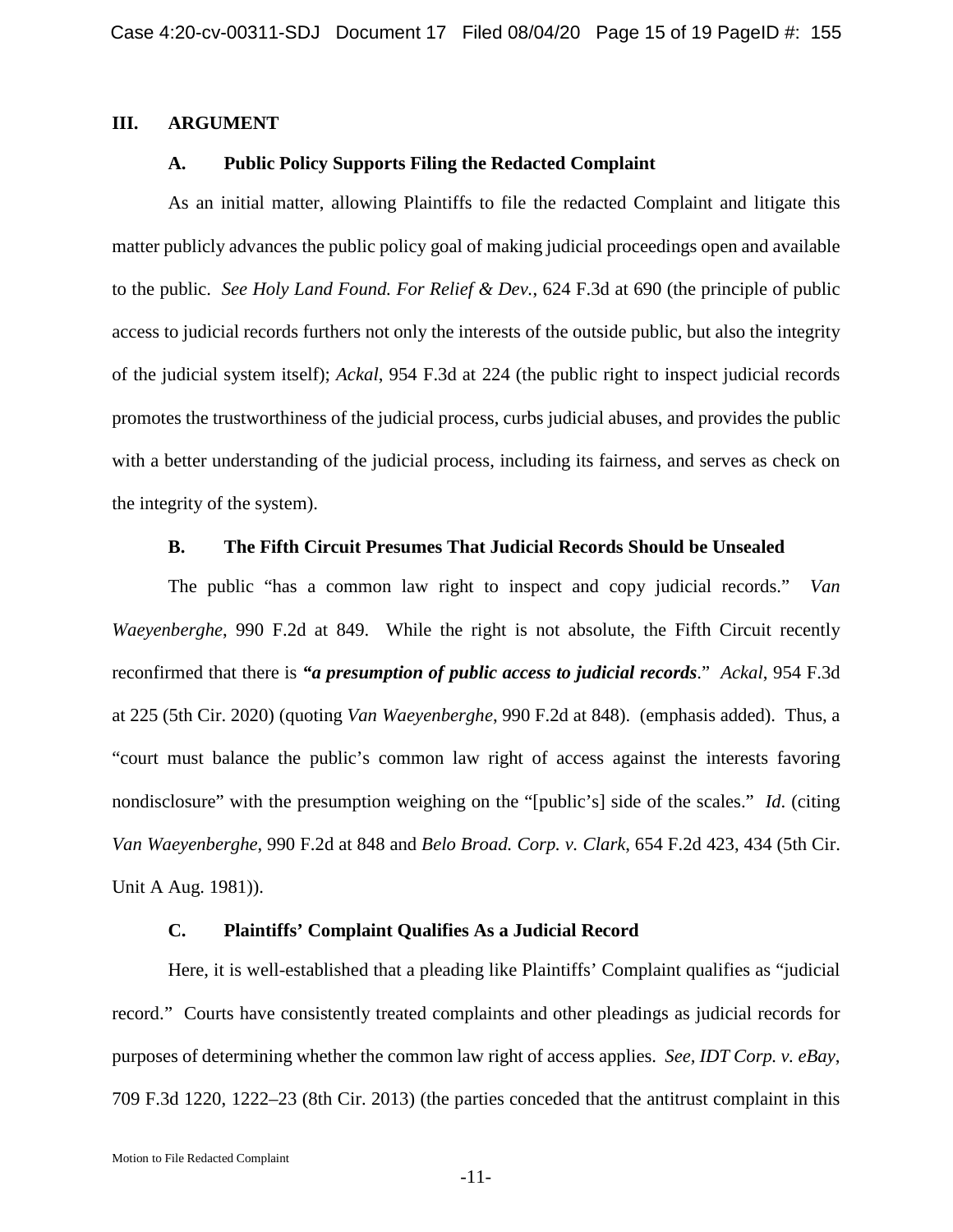## III. ARGUMENT

### A. Public Policy Supports Filing the Redacted Complaint

As an initial matter, allowing Plaintiffs to file the redacted Complaint and litigate this matter publicly advances the public policy goal of making judicial proceedings open and available to the public. *See Holy Land Found. For Relief & Dev.*, 624 F.3d at 690 (the principle of public access to judicial records furthers not only the interests of the outside public, but also the integrity of the judicial system itself); *Ackal*, 954 F.3d at 224 (the public right to inspect judicial records promotes the trustworthiness of the judicial process, curbs judicial abuses, and provides the public with a better understanding of the judicial process, including its fairness, and serves as check on the integrity of the system).

### B. The Fifth Circuit Presumes That Judicial Records Should be Unsealed

The public "has a common law right to inspect and copy judicial records." *Van Waeyenberghe*, 990 F.2d at 849. While the right is not absolute, the Fifth Circuit recently reconfirmed that there is ***"a presumption of public access to judicial records***." *Ackal*, 954 F.3d at 225 (5th Cir. 2020) (quoting *Van Waeyenberghe*, 990 F.2d at 848). (emphasis added). Thus, a "court must balance the public's common law right of access against the interests favoring nondisclosure" with the presumption weighing on the "[public's] side of the scales." *Id*. (citing *Van Waeyenberghe*, 990 F.2d at 848 and *Belo Broad. Corp. v. Clark*, 654 F.2d 423, 434 (5th Cir. Unit A Aug. 1981)).

### C. Plaintiffs' Complaint Qualifies As a Judicial Record

Here, it is well-established that a pleading like Plaintiffs' Complaint qualifies as "judicial record." Courts have consistently treated complaints and other pleadings as judicial records for purposes of determining whether the common law right of access applies. *See, IDT Corp. v. eBay*, 709 F.3d 1220, 1222–23 (8th Cir. 2013) (the parties conceded that the antitrust complaint in this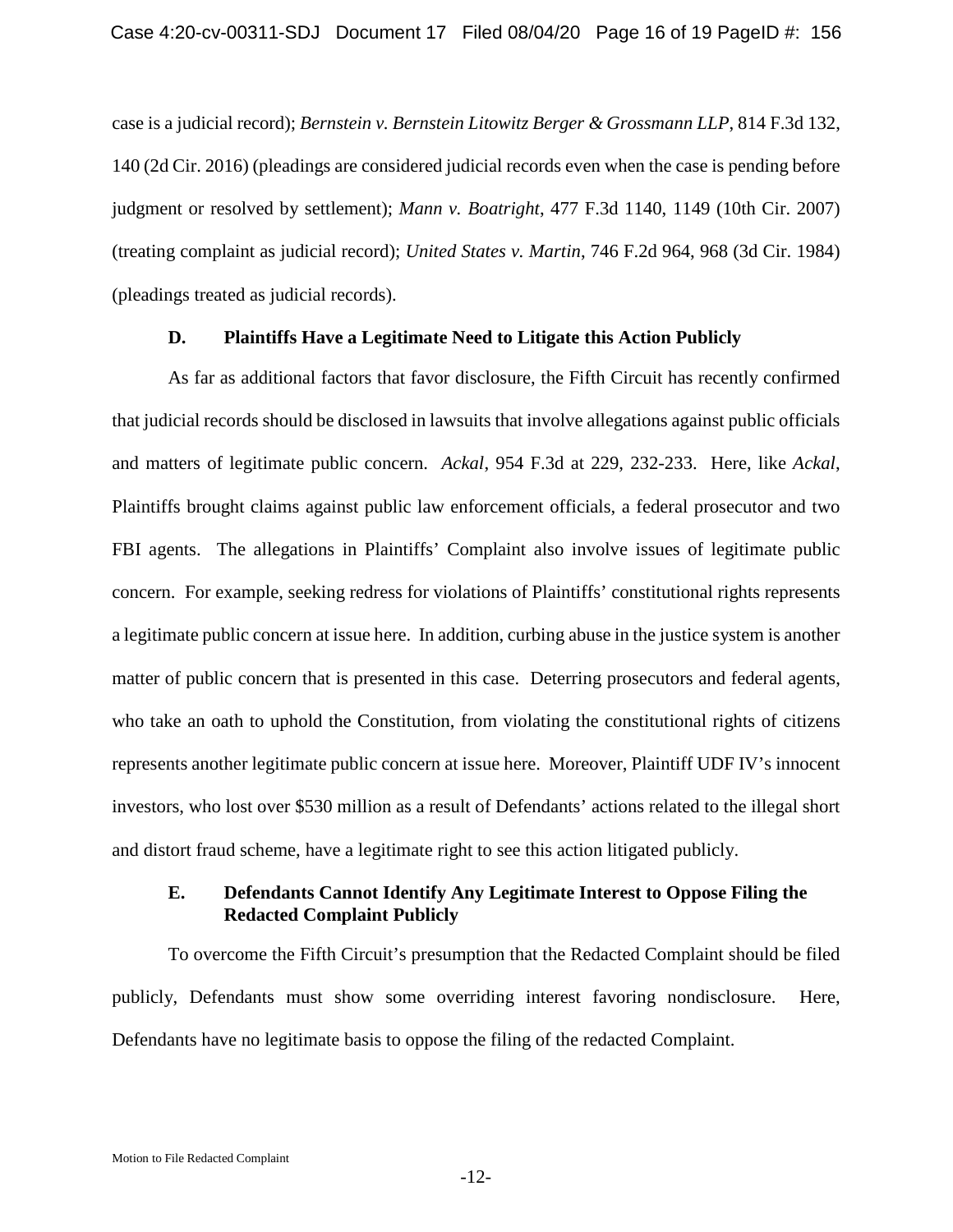case is a judicial record); *Bernstein v. Bernstein Litowitz Berger & Grossmann LLP*, 814 F.3d 132, 140 (2d Cir. 2016) (pleadings are considered judicial records even when the case is pending before judgment or resolved by settlement); *Mann v. Boatright*, 477 F.3d 1140, 1149 (10th Cir. 2007) (treating complaint as judicial record); *United States v. Martin*, 746 F.2d 964, 968 (3d Cir. 1984) (pleadings treated as judicial records).

### D. Plaintiffs Have a Legitimate Need to Litigate this Action Publicly

As far as additional factors that favor disclosure, the Fifth Circuit has recently confirmed that judicial records should be disclosed in lawsuits that involve allegations against public officials and matters of legitimate public concern. *Ackal*, 954 F.3d at 229, 232-233. Here, like *Ackal*, Plaintiffs brought claims against public law enforcement officials, a federal prosecutor and two FBI agents. The allegations in Plaintiffs' Complaint also involve issues of legitimate public concern. For example, seeking redress for violations of Plaintiffs' constitutional rights represents a legitimate public concern at issue here. In addition, curbing abuse in the justice system is another matter of public concern that is presented in this case. Deterring prosecutors and federal agents, who take an oath to uphold the Constitution, from violating the constitutional rights of citizens represents another legitimate public concern at issue here. Moreover, Plaintiff UDF IV's innocent investors, who lost over $530 million as a result of Defendants' actions related to the illegal short and distort fraud scheme, have a legitimate right to see this action litigated publicly.

### E. Defendants Cannot Identify Any Legitimate Interest to Oppose Filing the Redacted Complaint Publicly

To overcome the Fifth Circuit's presumption that the Redacted Complaint should be filed publicly, Defendants must show some overriding interest favoring nondisclosure. Here, Defendants have no legitimate basis to oppose the filing of the redacted Complaint.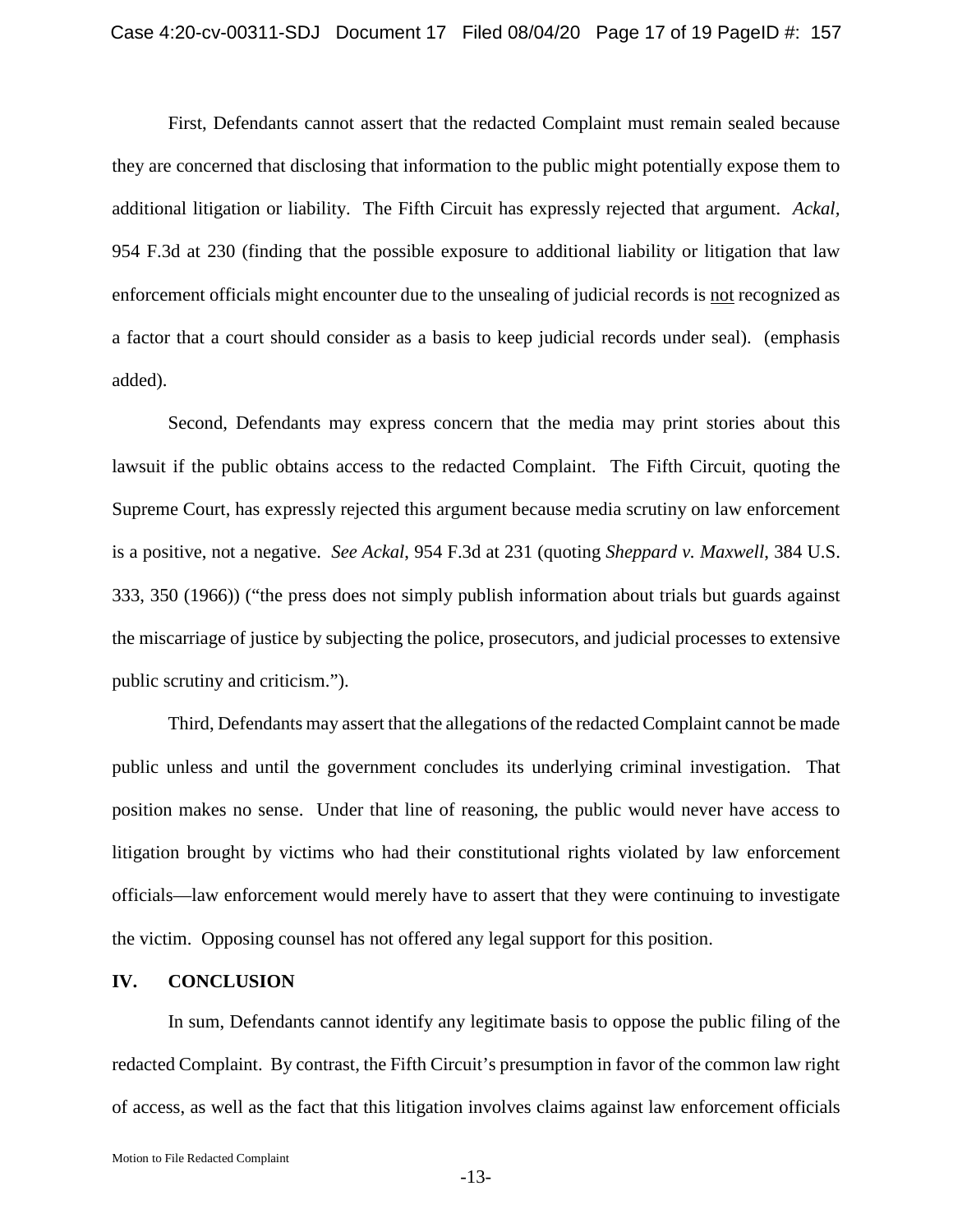First, Defendants cannot assert that the redacted Complaint must remain sealed because they are concerned that disclosing that information to the public might potentially expose them to additional litigation or liability. The Fifth Circuit has expressly rejected that argument. *Ackal*, 954 F.3d at 230 (finding that the possible exposure to additional liability or litigation that law enforcement officials might encounter due to the unsealing of judicial records is <u>not</u> recognized as a factor that a court should consider as a basis to keep judicial records under seal). (emphasis added).

Second, Defendants may express concern that the media may print stories about this lawsuit if the public obtains access to the redacted Complaint. The Fifth Circuit, quoting the Supreme Court, has expressly rejected this argument because media scrutiny on law enforcement is a positive, not a negative. *See Ackal*, 954 F.3d at 231 (quoting *Sheppard v. Maxwell*, 384 U.S. 333, 350 (1966)) ("the press does not simply publish information about trials but guards against the miscarriage of justice by subjecting the police, prosecutors, and judicial processes to extensive public scrutiny and criticism.").

Third, Defendants may assert that the allegations of the redacted Complaint cannot be made public unless and until the government concludes its underlying criminal investigation. That position makes no sense. Under that line of reasoning, the public would never have access to litigation brought by victims who had their constitutional rights violated by law enforcement officials—law enforcement would merely have to assert that they were continuing to investigate the victim. Opposing counsel has not offered any legal support for this position.

## IV. CONCLUSION

In sum, Defendants cannot identify any legitimate basis to oppose the public filing of the redacted Complaint. By contrast, the Fifth Circuit's presumption in favor of the common law right of access, as well as the fact that this litigation involves claims against law enforcement officials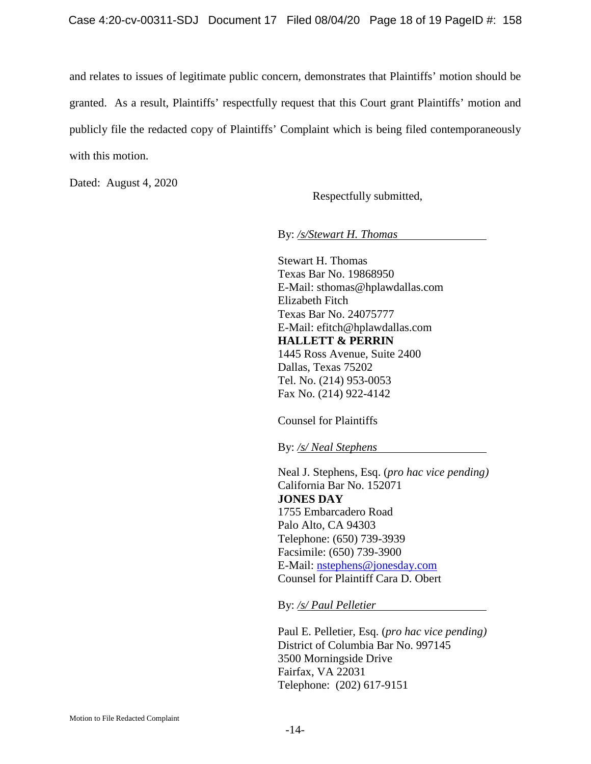and relates to issues of legitimate public concern, demonstrates that Plaintiffs' motion should be granted. As a result, Plaintiffs' respectfully request that this Court grant Plaintiffs' motion and publicly file the redacted copy of Plaintiffs' Complaint which is being filed contemporaneously with this motion.

Dated: August 4, 2020

Respectfully submitted,

By: */s/Stewart H. Thomas*

Stewart H. Thomas
Texas Bar No. 19868950
E-Mail: sthomas@hplawdallas.com
Elizabeth Fitch
Texas Bar No. 24075777
E-Mail: efitch@hplawdallas.com
**HALLETT & PERRIN**
1445 Ross Avenue, Suite 2400
Dallas, Texas 75202
Tel. No. (214) 953-0053
Fax No. (214) 922-4142

Counsel for Plaintiffs

By: */s/ Neal Stephens*

Neal J. Stephens, Esq. (*pro hac vice pending)*
California Bar No. 152071
**JONES DAY**
1755 Embarcadero Road
Palo Alto, CA 94303
Telephone: (650) 739-3939
Facsimile: (650) 739-3900
E-Mail: nstephens@jonesday.com
Counsel for Plaintiff Cara D. Obert

By: */s/ Paul Pelletier*

Paul E. Pelletier, Esq. (*pro hac vice pending)*
District of Columbia Bar No. 997145
3500 Morningside Drive
Fairfax, VA 22031
Telephone: (202) 617-9151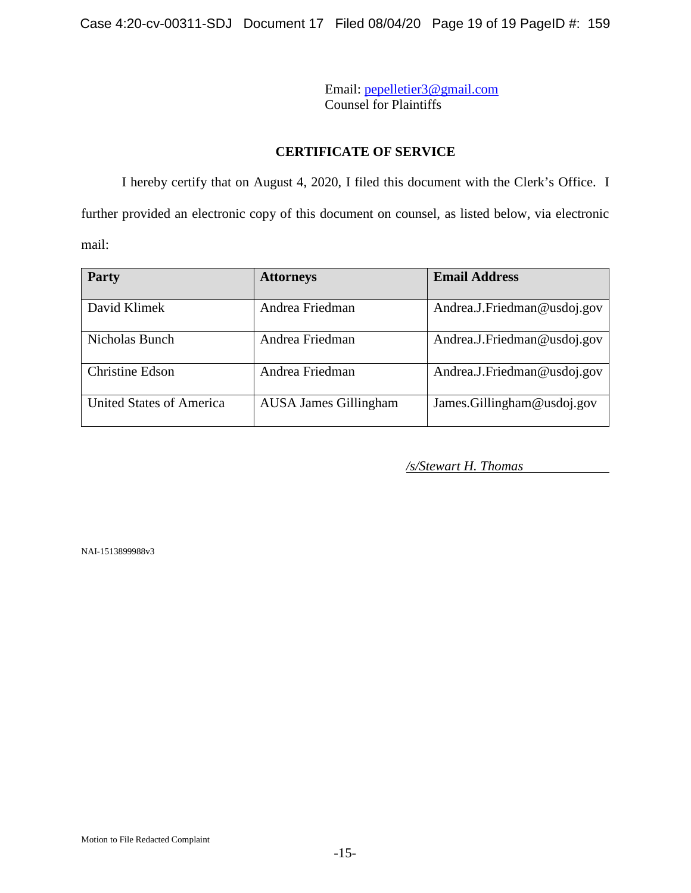Email: pepelletier3@gmail.com
Counsel for Plaintiffs

## CERTIFICATE OF SERVICE

I hereby certify that on August 4, 2020, I filed this document with the Clerk's Office. I further provided an electronic copy of this document on counsel, as listed below, via electronic mail:

| Party | Attorneys | Email Address |
|---|---|---|
| David Klimek | Andrea Friedman | Andrea.J.Friedman@usdoj.gov |
| Nicholas Bunch | Andrea Friedman | Andrea.J.Friedman@usdoj.gov |
| Christine Edson | Andrea Friedman | Andrea.J.Friedman@usdoj.gov |
| United States of America | AUSA James Gillingham | James.Gillingham@usdoj.gov |

*/s/Stewart H. Thomas*

NAI-1513899988v3